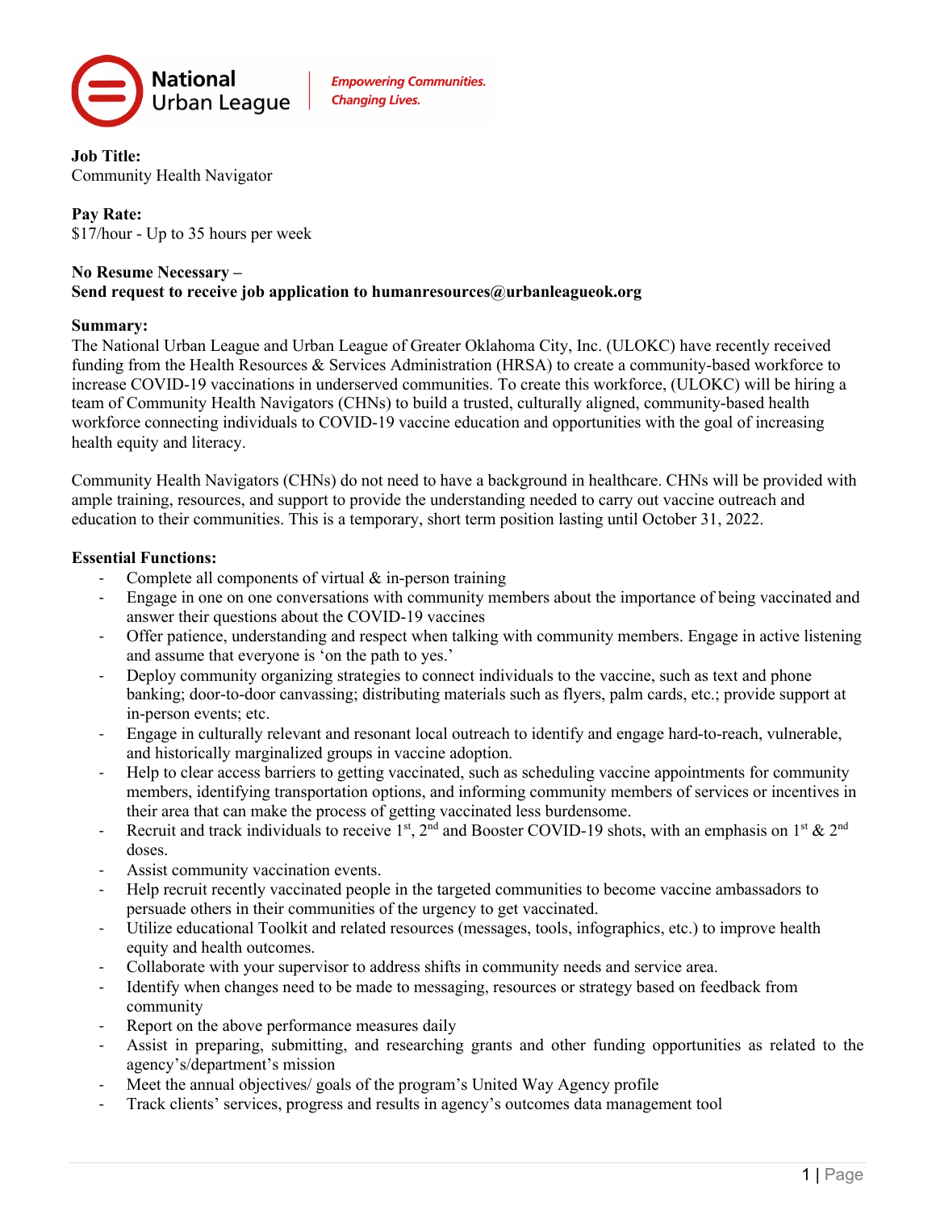National Urban League | *Empowering Communities. Changing Lives.*

**Job Title:**
Community Health Navigator

**Pay Rate:**
$17/hour - Up to 35 hours per week

**No Resume Necessary –**
**Send request to receive job application to humanresources@urbanleagueok.org**

**Summary:**
The National Urban League and Urban League of Greater Oklahoma City, Inc. (ULOKC) have recently received funding from the Health Resources & Services Administration (HRSA) to create a community-based workforce to increase COVID-19 vaccinations in underserved communities. To create this workforce, (ULOKC) will be hiring a team of Community Health Navigators (CHNs) to build a trusted, culturally aligned, community-based health workforce connecting individuals to COVID-19 vaccine education and opportunities with the goal of increasing health equity and literacy.

Community Health Navigators (CHNs) do not need to have a background in healthcare. CHNs will be provided with ample training, resources, and support to provide the understanding needed to carry out vaccine outreach and education to their communities. This is a temporary, short term position lasting until October 31, 2022.

**Essential Functions:**

- Complete all components of virtual & in-person training
- Engage in one on one conversations with community members about the importance of being vaccinated and answer their questions about the COVID-19 vaccines
- Offer patience, understanding and respect when talking with community members. Engage in active listening and assume that everyone is 'on the path to yes.'
- Deploy community organizing strategies to connect individuals to the vaccine, such as text and phone banking; door-to-door canvassing; distributing materials such as flyers, palm cards, etc.; provide support at in-person events; etc.
- Engage in culturally relevant and resonant local outreach to identify and engage hard-to-reach, vulnerable, and historically marginalized groups in vaccine adoption.
- Help to clear access barriers to getting vaccinated, such as scheduling vaccine appointments for community members, identifying transportation options, and informing community members of services or incentives in their area that can make the process of getting vaccinated less burdensome.
- Recruit and track individuals to receive 1st, 2nd and Booster COVID-19 shots, with an emphasis on 1st & 2nd doses.
- Assist community vaccination events.
- Help recruit recently vaccinated people in the targeted communities to become vaccine ambassadors to persuade others in their communities of the urgency to get vaccinated.
- Utilize educational Toolkit and related resources (messages, tools, infographics, etc.) to improve health equity and health outcomes.
- Collaborate with your supervisor to address shifts in community needs and service area.
- Identify when changes need to be made to messaging, resources or strategy based on feedback from community
- Report on the above performance measures daily
- Assist in preparing, submitting, and researching grants and other funding opportunities as related to the agency's/department's mission
- Meet the annual objectives/ goals of the program's United Way Agency profile
- Track clients' services, progress and results in agency's outcomes data management tool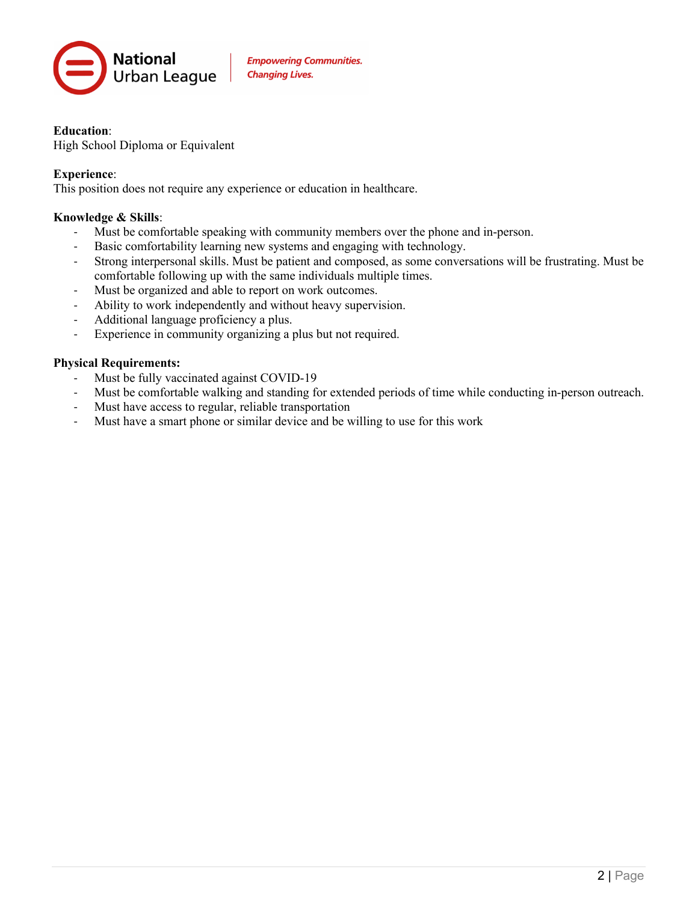**Education**:
High School Diploma or Equivalent

**Experience**:
This position does not require any experience or education in healthcare.

**Knowledge & Skills**:

- Must be comfortable speaking with community members over the phone and in-person.
- Basic comfortability learning new systems and engaging with technology.
- Strong interpersonal skills. Must be patient and composed, as some conversations will be frustrating. Must be comfortable following up with the same individuals multiple times.
- Must be organized and able to report on work outcomes.
- Ability to work independently and without heavy supervision.
- Additional language proficiency a plus.
- Experience in community organizing a plus but not required.

**Physical Requirements:**

- Must be fully vaccinated against COVID-19
- Must be comfortable walking and standing for extended periods of time while conducting in-person outreach.
- Must have access to regular, reliable transportation
- Must have a smart phone or similar device and be willing to use for this work